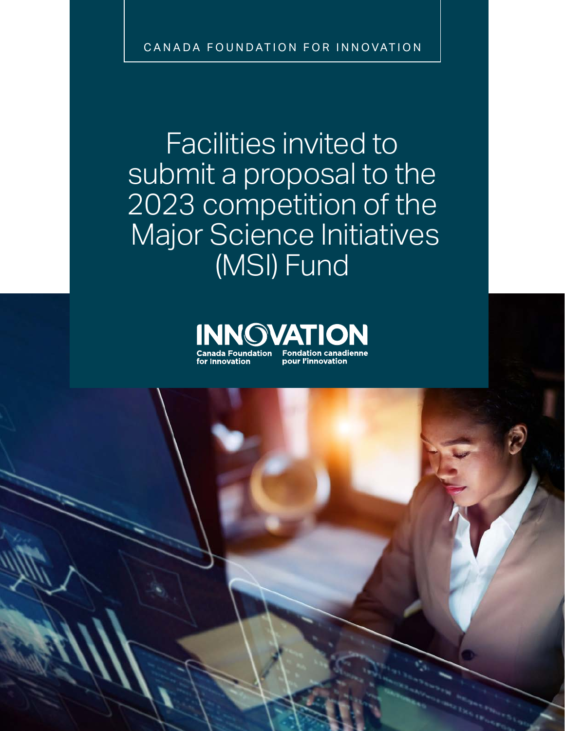CANADA FOUNDATION FOR INNOVATION

# Facilities invited to submit a proposal to the 2023 competition of the Major Science Initiatives (MSI) Fund

INNOVATION

Canada Foundation for Innovation

Fondation canadienne pour l'innovation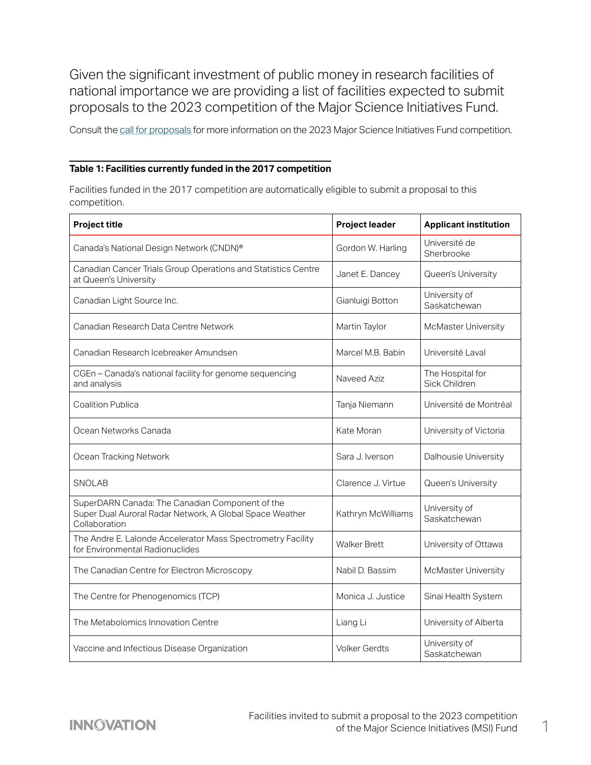Given the significant investment of public money in research facilities of national importance we are providing a list of facilities expected to submit proposals to the 2023 competition of the Major Science Initiatives Fund.

Consult the call for proposals for more information on the 2023 Major Science Initiatives Fund competition.

**Table 1: Facilities currently funded in the 2017 competition**

Facilities funded in the 2017 competition are automatically eligible to submit a proposal to this competition.

| Project title | Project leader | Applicant institution |
|---|---|---|
| Canada's National Design Network (CNDN)® | Gordon W. Harling | Université de Sherbrooke |
| Canadian Cancer Trials Group Operations and Statistics Centre at Queen's University | Janet E. Dancey | Queen's University |
| Canadian Light Source Inc. | Gianluigi Botton | University of Saskatchewan |
| Canadian Research Data Centre Network | Martin Taylor | McMaster University |
| Canadian Research Icebreaker Amundsen | Marcel M.B. Babin | Université Laval |
| CGEn – Canada's national facility for genome sequencing and analysis | Naveed Aziz | The Hospital for Sick Children |
| Coalition Publica | Tanja Niemann | Université de Montréal |
| Ocean Networks Canada | Kate Moran | University of Victoria |
| Ocean Tracking Network | Sara J. Iverson | Dalhousie University |
| SNOLAB | Clarence J. Virtue | Queen's University |
| SuperDARN Canada: The Canadian Component of the Super Dual Auroral Radar Network, A Global Space Weather Collaboration | Kathryn McWilliams | University of Saskatchewan |
| The Andre E. Lalonde Accelerator Mass Spectrometry Facility for Environmental Radionuclides | Walker Brett | University of Ottawa |
| The Canadian Centre for Electron Microscopy | Nabil D. Bassim | McMaster University |
| The Centre for Phenogenomics (TCP) | Monica J. Justice | Sinai Health System |
| The Metabolomics Innovation Centre | Liang Li | University of Alberta |
| Vaccine and Infectious Disease Organization | Volker Gerdts | University of Saskatchewan |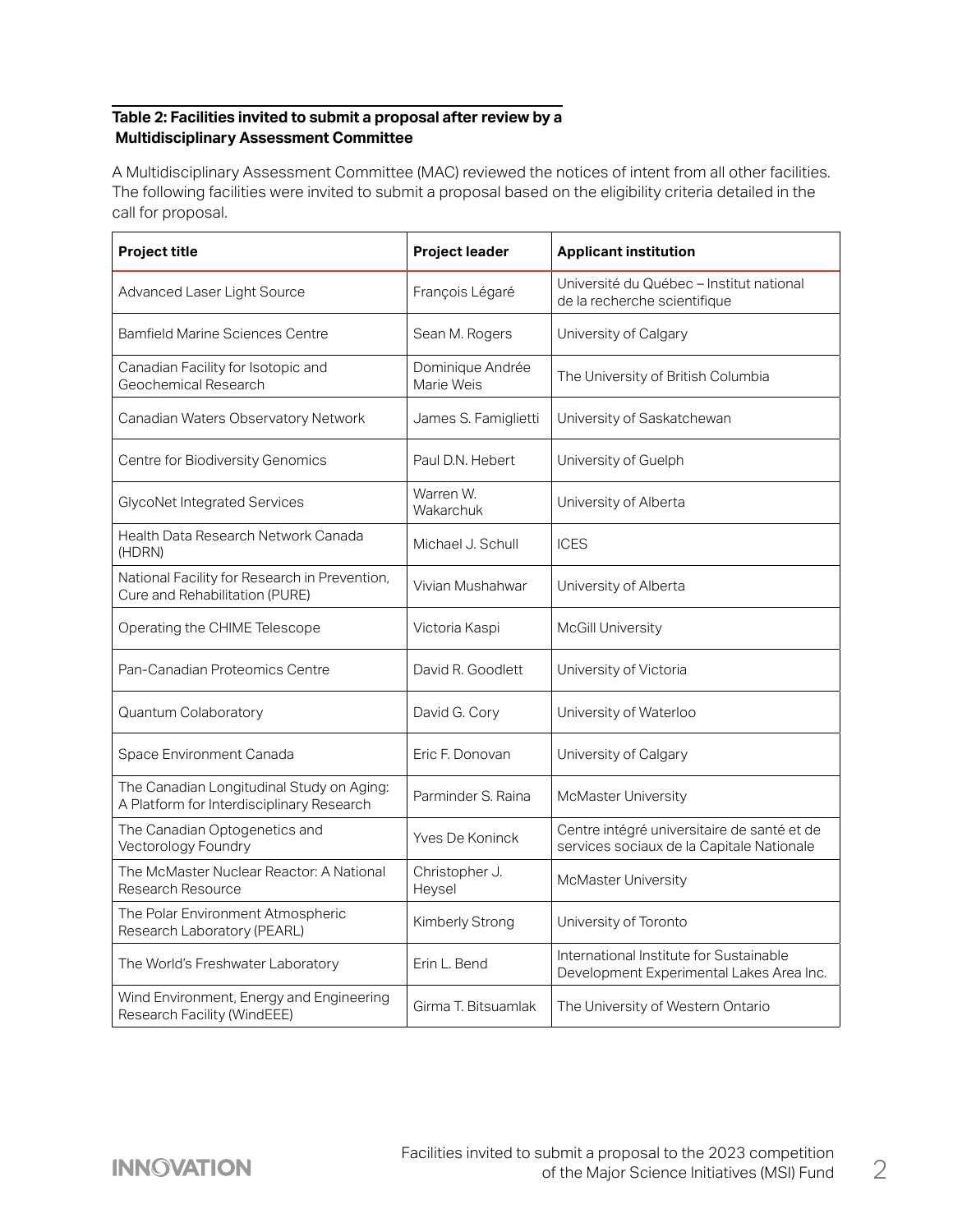**Table 2: Facilities invited to submit a proposal after review by a Multidisciplinary Assessment Committee**

A Multidisciplinary Assessment Committee (MAC) reviewed the notices of intent from all other facilities. The following facilities were invited to submit a proposal based on the eligibility criteria detailed in the call for proposal.

| Project title | Project leader | Applicant institution |
|---|---|---|
| Advanced Laser Light Source | François Légaré | Université du Québec – Institut national de la recherche scientifique |
| Bamfield Marine Sciences Centre | Sean M. Rogers | University of Calgary |
| Canadian Facility for Isotopic and Geochemical Research | Dominique Andrée Marie Weis | The University of British Columbia |
| Canadian Waters Observatory Network | James S. Famiglietti | University of Saskatchewan |
| Centre for Biodiversity Genomics | Paul D.N. Hebert | University of Guelph |
| GlycoNet Integrated Services | Warren W. Wakarchuk | University of Alberta |
| Health Data Research Network Canada (HDRN) | Michael J. Schull | ICES |
| National Facility for Research in Prevention, Cure and Rehabilitation (PURE) | Vivian Mushahwar | University of Alberta |
| Operating the CHIME Telescope | Victoria Kaspi | McGill University |
| Pan-Canadian Proteomics Centre | David R. Goodlett | University of Victoria |
| Quantum Colaboratory | David G. Cory | University of Waterloo |
| Space Environment Canada | Eric F. Donovan | University of Calgary |
| The Canadian Longitudinal Study on Aging: A Platform for Interdisciplinary Research | Parminder S. Raina | McMaster University |
| The Canadian Optogenetics and Vectorology Foundry | Yves De Koninck | Centre intégré universitaire de santé et de services sociaux de la Capitale Nationale |
| The McMaster Nuclear Reactor: A National Research Resource | Christopher J. Heysel | McMaster University |
| The Polar Environment Atmospheric Research Laboratory (PEARL) | Kimberly Strong | University of Toronto |
| The World's Freshwater Laboratory | Erin L. Bend | International Institute for Sustainable Development Experimental Lakes Area Inc. |
| Wind Environment, Energy and Engineering Research Facility (WindEEE) | Girma T. Bitsuamlak | The University of Western Ontario |